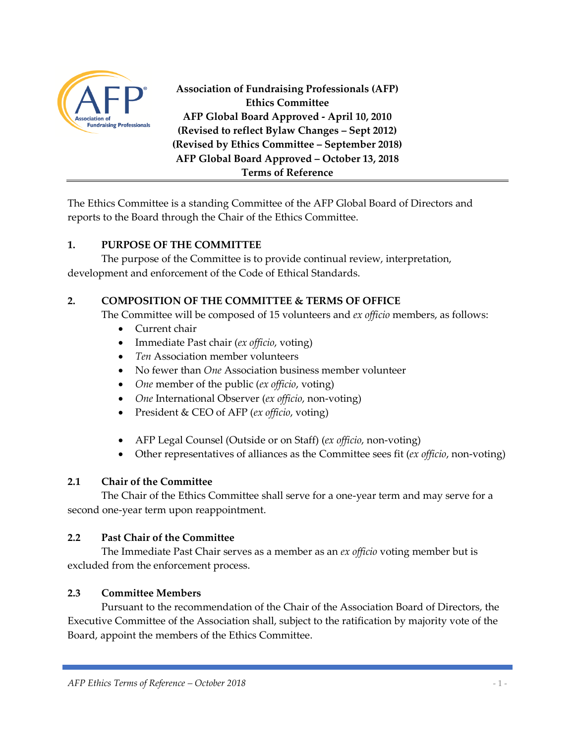**Association of Fundraising Professionals (AFP)**
**Ethics Committee**
**AFP Global Board Approved - April 10, 2010**
**(Revised to reflect Bylaw Changes – Sept 2012)**
**(Revised by Ethics Committee – September 2018)**
**AFP Global Board Approved – October 13, 2018**
**Terms of Reference**

---

The Ethics Committee is a standing Committee of the AFP Global Board of Directors and reports to the Board through the Chair of the Ethics Committee.

## 1. PURPOSE OF THE COMMITTEE

The purpose of the Committee is to provide continual review, interpretation, development and enforcement of the Code of Ethical Standards.

## 2. COMPOSITION OF THE COMMITTEE & TERMS OF OFFICE

The Committee will be composed of 15 volunteers and *ex officio* members, as follows:

- Current chair
- Immediate Past chair (*ex officio*, voting)
- *Ten* Association member volunteers
- No fewer than *One* Association business member volunteer
- *One* member of the public (*ex officio*, voting)
- *One* International Observer (*ex officio*, non-voting)
- President & CEO of AFP (*ex officio*, voting)

- AFP Legal Counsel (Outside or on Staff) (*ex officio*, non-voting)
- Other representatives of alliances as the Committee sees fit (*ex officio*, non-voting)

### 2.1 Chair of the Committee

The Chair of the Ethics Committee shall serve for a one-year term and may serve for a second one-year term upon reappointment.

### 2.2 Past Chair of the Committee

The Immediate Past Chair serves as a member as an *ex officio* voting member but is excluded from the enforcement process.

### 2.3 Committee Members

Pursuant to the recommendation of the Chair of the Association Board of Directors, the Executive Committee of the Association shall, subject to the ratification by majority vote of the Board, appoint the members of the Ethics Committee.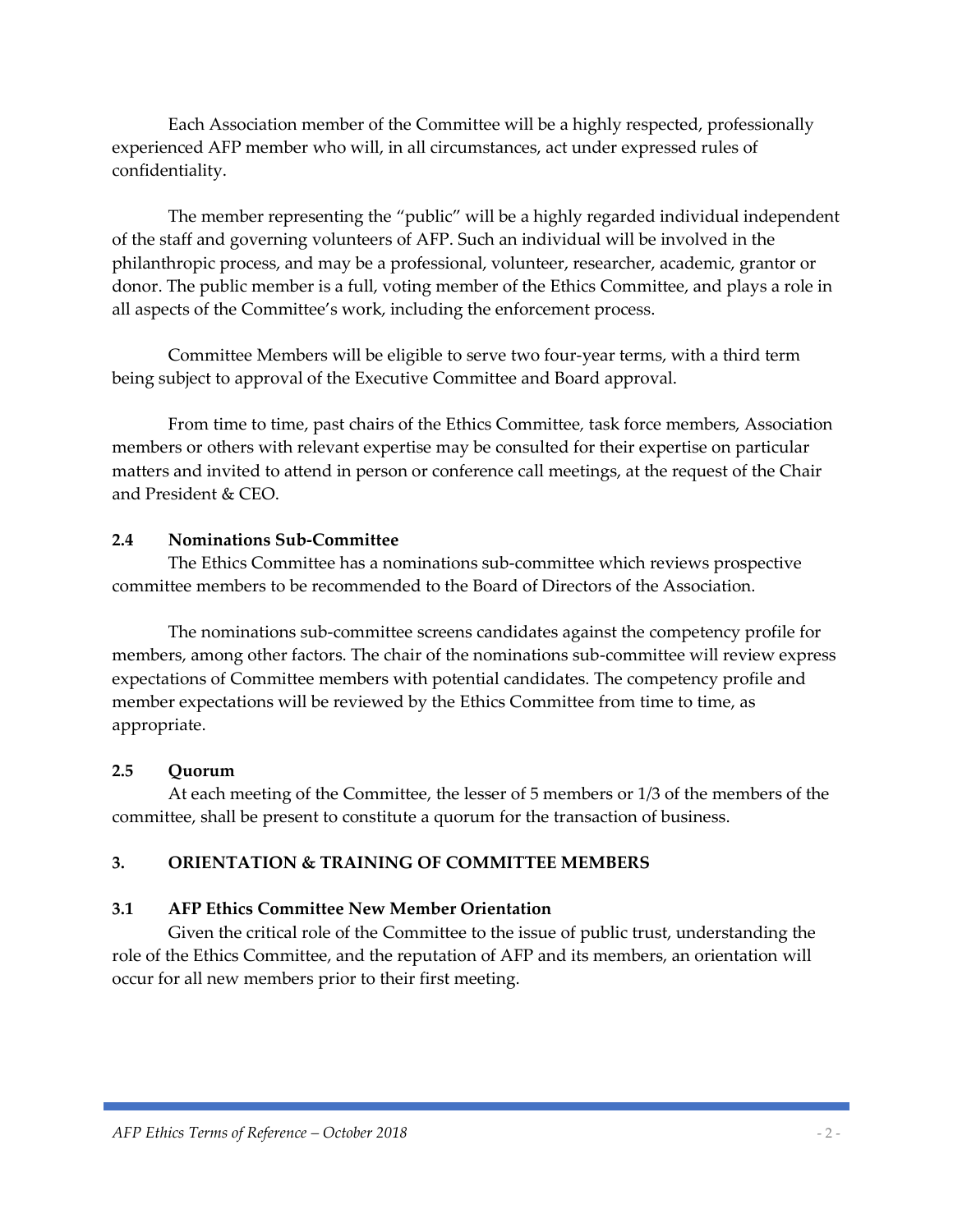Each Association member of the Committee will be a highly respected, professionally experienced AFP member who will, in all circumstances, act under expressed rules of confidentiality.

The member representing the "public" will be a highly regarded individual independent of the staff and governing volunteers of AFP. Such an individual will be involved in the philanthropic process, and may be a professional, volunteer, researcher, academic, grantor or donor. The public member is a full, voting member of the Ethics Committee, and plays a role in all aspects of the Committee's work, including the enforcement process.

Committee Members will be eligible to serve two four-year terms, with a third term being subject to approval of the Executive Committee and Board approval.

From time to time, past chairs of the Ethics Committee, task force members, Association members or others with relevant expertise may be consulted for their expertise on particular matters and invited to attend in person or conference call meetings, at the request of the Chair and President & CEO.

### 2.4 Nominations Sub-Committee

The Ethics Committee has a nominations sub-committee which reviews prospective committee members to be recommended to the Board of Directors of the Association.

The nominations sub-committee screens candidates against the competency profile for members, among other factors. The chair of the nominations sub-committee will review express expectations of Committee members with potential candidates. The competency profile and member expectations will be reviewed by the Ethics Committee from time to time, as appropriate.

### 2.5 Quorum

At each meeting of the Committee, the lesser of 5 members or 1/3 of the members of the committee, shall be present to constitute a quorum for the transaction of business.

## 3. ORIENTATION & TRAINING OF COMMITTEE MEMBERS

### 3.1 AFP Ethics Committee New Member Orientation

Given the critical role of the Committee to the issue of public trust, understanding the role of the Ethics Committee, and the reputation of AFP and its members, an orientation will occur for all new members prior to their first meeting.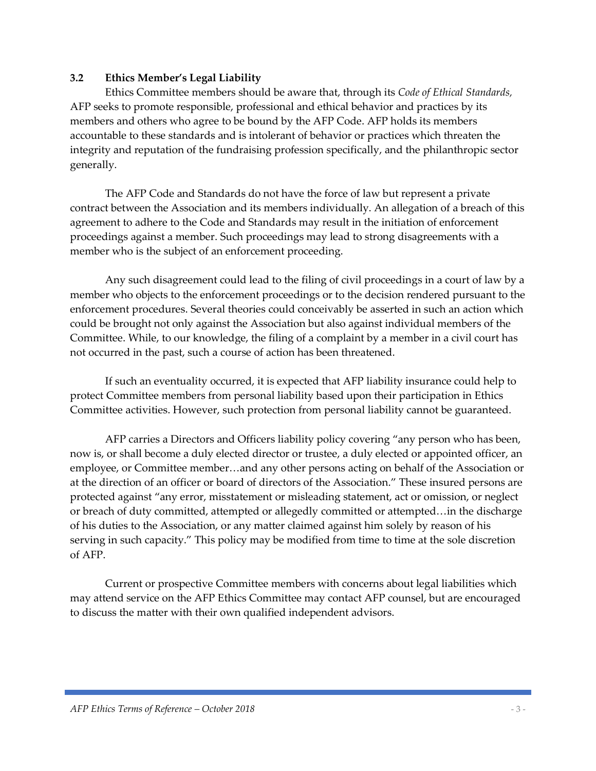### 3.2 Ethics Member's Legal Liability

Ethics Committee members should be aware that, through its *Code of Ethical Standards,* AFP seeks to promote responsible, professional and ethical behavior and practices by its members and others who agree to be bound by the AFP Code. AFP holds its members accountable to these standards and is intolerant of behavior or practices which threaten the integrity and reputation of the fundraising profession specifically, and the philanthropic sector generally.

The AFP Code and Standards do not have the force of law but represent a private contract between the Association and its members individually. An allegation of a breach of this agreement to adhere to the Code and Standards may result in the initiation of enforcement proceedings against a member. Such proceedings may lead to strong disagreements with a member who is the subject of an enforcement proceeding.

Any such disagreement could lead to the filing of civil proceedings in a court of law by a member who objects to the enforcement proceedings or to the decision rendered pursuant to the enforcement procedures. Several theories could conceivably be asserted in such an action which could be brought not only against the Association but also against individual members of the Committee. While, to our knowledge, the filing of a complaint by a member in a civil court has not occurred in the past, such a course of action has been threatened.

If such an eventuality occurred, it is expected that AFP liability insurance could help to protect Committee members from personal liability based upon their participation in Ethics Committee activities. However, such protection from personal liability cannot be guaranteed.

AFP carries a Directors and Officers liability policy covering "any person who has been, now is, or shall become a duly elected director or trustee, a duly elected or appointed officer, an employee, or Committee member…and any other persons acting on behalf of the Association or at the direction of an officer or board of directors of the Association." These insured persons are protected against "any error, misstatement or misleading statement, act or omission, or neglect or breach of duty committed, attempted or allegedly committed or attempted…in the discharge of his duties to the Association, or any matter claimed against him solely by reason of his serving in such capacity." This policy may be modified from time to time at the sole discretion of AFP.

Current or prospective Committee members with concerns about legal liabilities which may attend service on the AFP Ethics Committee may contact AFP counsel, but are encouraged to discuss the matter with their own qualified independent advisors.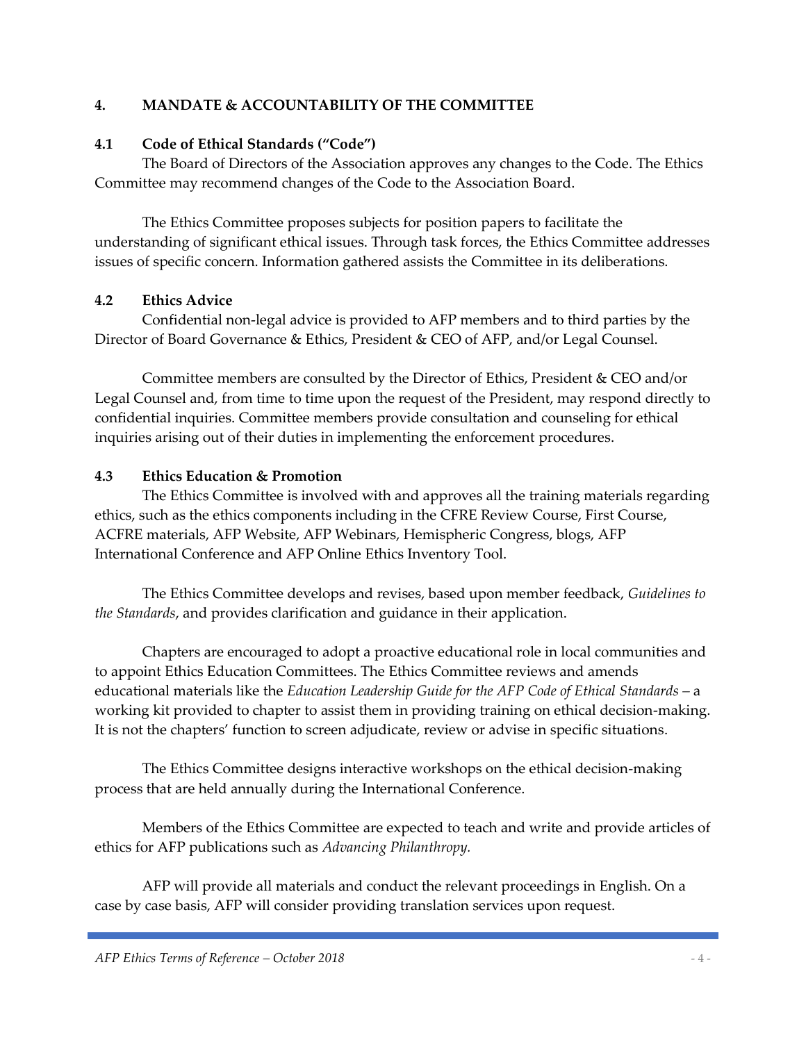## 4. MANDATE & ACCOUNTABILITY OF THE COMMITTEE

### 4.1 Code of Ethical Standards ("Code")

The Board of Directors of the Association approves any changes to the Code. The Ethics Committee may recommend changes of the Code to the Association Board.

The Ethics Committee proposes subjects for position papers to facilitate the understanding of significant ethical issues. Through task forces, the Ethics Committee addresses issues of specific concern. Information gathered assists the Committee in its deliberations.

### 4.2 Ethics Advice

Confidential non-legal advice is provided to AFP members and to third parties by the Director of Board Governance & Ethics, President & CEO of AFP, and/or Legal Counsel.

Committee members are consulted by the Director of Ethics, President & CEO and/or Legal Counsel and, from time to time upon the request of the President, may respond directly to confidential inquiries. Committee members provide consultation and counseling for ethical inquiries arising out of their duties in implementing the enforcement procedures.

### 4.3 Ethics Education & Promotion

The Ethics Committee is involved with and approves all the training materials regarding ethics, such as the ethics components including in the CFRE Review Course, First Course, ACFRE materials, AFP Website, AFP Webinars, Hemispheric Congress, blogs, AFP International Conference and AFP Online Ethics Inventory Tool.

The Ethics Committee develops and revises, based upon member feedback, *Guidelines to the Standards*, and provides clarification and guidance in their application.

Chapters are encouraged to adopt a proactive educational role in local communities and to appoint Ethics Education Committees. The Ethics Committee reviews and amends educational materials like the *Education Leadership Guide for the AFP Code of Ethical Standards* – a working kit provided to chapter to assist them in providing training on ethical decision-making. It is not the chapters' function to screen adjudicate, review or advise in specific situations.

The Ethics Committee designs interactive workshops on the ethical decision-making process that are held annually during the International Conference.

Members of the Ethics Committee are expected to teach and write and provide articles of ethics for AFP publications such as *Advancing Philanthropy.*

AFP will provide all materials and conduct the relevant proceedings in English. On a case by case basis, AFP will consider providing translation services upon request.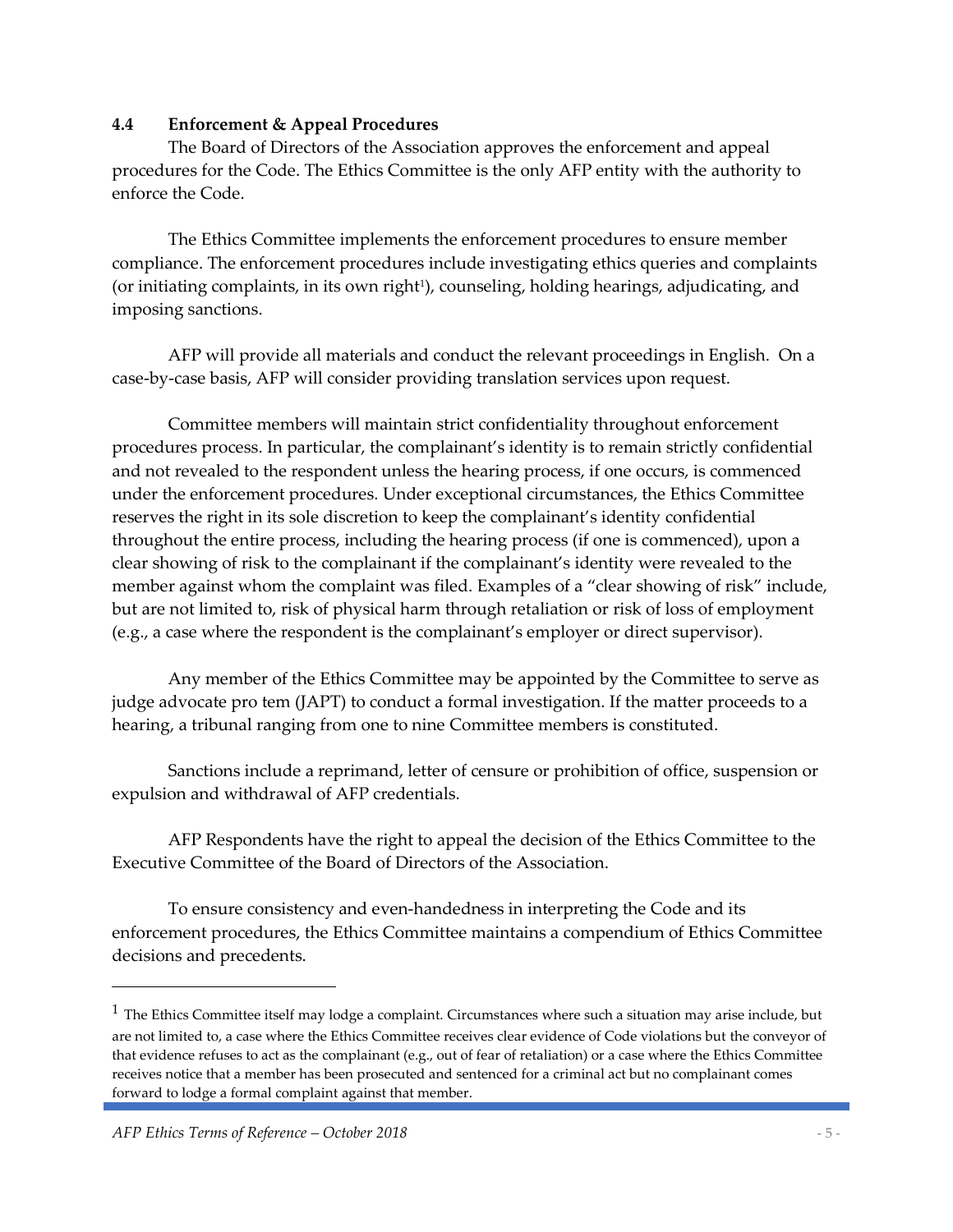### 4.4 Enforcement & Appeal Procedures

The Board of Directors of the Association approves the enforcement and appeal procedures for the Code. The Ethics Committee is the only AFP entity with the authority to enforce the Code.

The Ethics Committee implements the enforcement procedures to ensure member compliance. The enforcement procedures include investigating ethics queries and complaints (or initiating complaints, in its own right[1]), counseling, holding hearings, adjudicating, and imposing sanctions.

AFP will provide all materials and conduct the relevant proceedings in English. On a case-by-case basis, AFP will consider providing translation services upon request.

Committee members will maintain strict confidentiality throughout enforcement procedures process. In particular, the complainant's identity is to remain strictly confidential and not revealed to the respondent unless the hearing process, if one occurs, is commenced under the enforcement procedures. Under exceptional circumstances, the Ethics Committee reserves the right in its sole discretion to keep the complainant's identity confidential throughout the entire process, including the hearing process (if one is commenced), upon a clear showing of risk to the complainant if the complainant's identity were revealed to the member against whom the complaint was filed. Examples of a "clear showing of risk" include, but are not limited to, risk of physical harm through retaliation or risk of loss of employment (e.g., a case where the respondent is the complainant's employer or direct supervisor).

Any member of the Ethics Committee may be appointed by the Committee to serve as judge advocate pro tem (JAPT) to conduct a formal investigation. If the matter proceeds to a hearing, a tribunal ranging from one to nine Committee members is constituted.

Sanctions include a reprimand, letter of censure or prohibition of office, suspension or expulsion and withdrawal of AFP credentials.

AFP Respondents have the right to appeal the decision of the Ethics Committee to the Executive Committee of the Board of Directors of the Association.

To ensure consistency and even-handedness in interpreting the Code and its enforcement procedures, the Ethics Committee maintains a compendium of Ethics Committee decisions and precedents.

---

[1] The Ethics Committee itself may lodge a complaint. Circumstances where such a situation may arise include, but are not limited to, a case where the Ethics Committee receives clear evidence of Code violations but the conveyor of that evidence refuses to act as the complainant (e.g., out of fear of retaliation) or a case where the Ethics Committee receives notice that a member has been prosecuted and sentenced for a criminal act but no complainant comes forward to lodge a formal complaint against that member.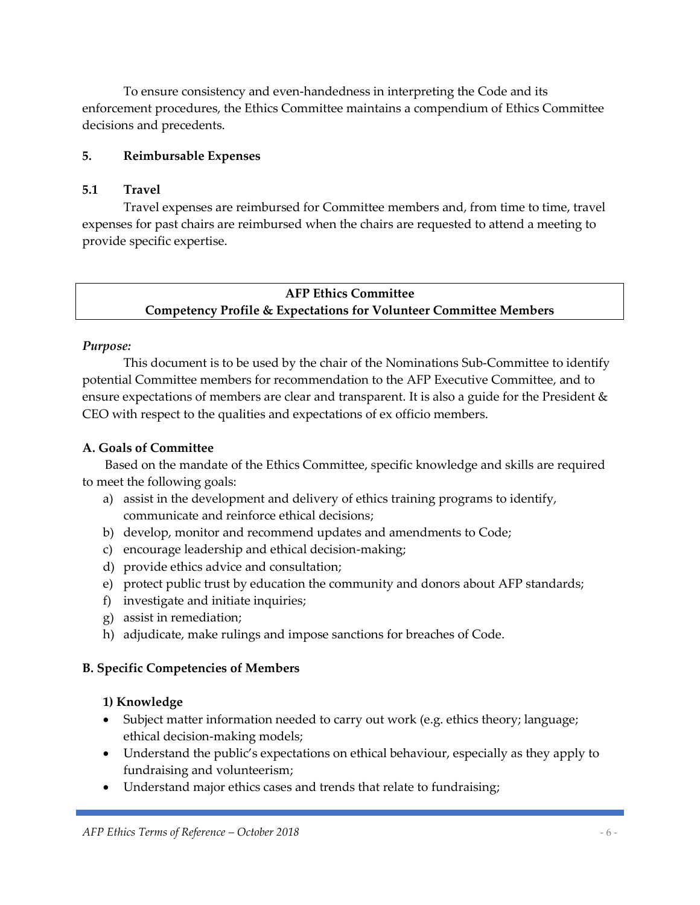To ensure consistency and even-handedness in interpreting the Code and its enforcement procedures, the Ethics Committee maintains a compendium of Ethics Committee decisions and precedents.

### 5. Reimbursable Expenses

#### 5.1 Travel

Travel expenses are reimbursed for Committee members and, from time to time, travel expenses for past chairs are reimbursed when the chairs are requested to attend a meeting to provide specific expertise.

## AFP Ethics Committee
## Competency Profile & Expectations for Volunteer Committee Members

***Purpose:***

This document is to be used by the chair of the Nominations Sub-Committee to identify potential Committee members for recommendation to the AFP Executive Committee, and to ensure expectations of members are clear and transparent. It is also a guide for the President & CEO with respect to the qualities and expectations of ex officio members.

### A. Goals of Committee

Based on the mandate of the Ethics Committee, specific knowledge and skills are required to meet the following goals:

a) assist in the development and delivery of ethics training programs to identify, communicate and reinforce ethical decisions;
b) develop, monitor and recommend updates and amendments to Code;
c) encourage leadership and ethical decision-making;
d) provide ethics advice and consultation;
e) protect public trust by education the community and donors about AFP standards;
f) investigate and initiate inquiries;
g) assist in remediation;
h) adjudicate, make rulings and impose sanctions for breaches of Code.

### B. Specific Competencies of Members

#### 1) Knowledge

- Subject matter information needed to carry out work (e.g. ethics theory; language; ethical decision-making models;
- Understand the public's expectations on ethical behaviour, especially as they apply to fundraising and volunteerism;
- Understand major ethics cases and trends that relate to fundraising;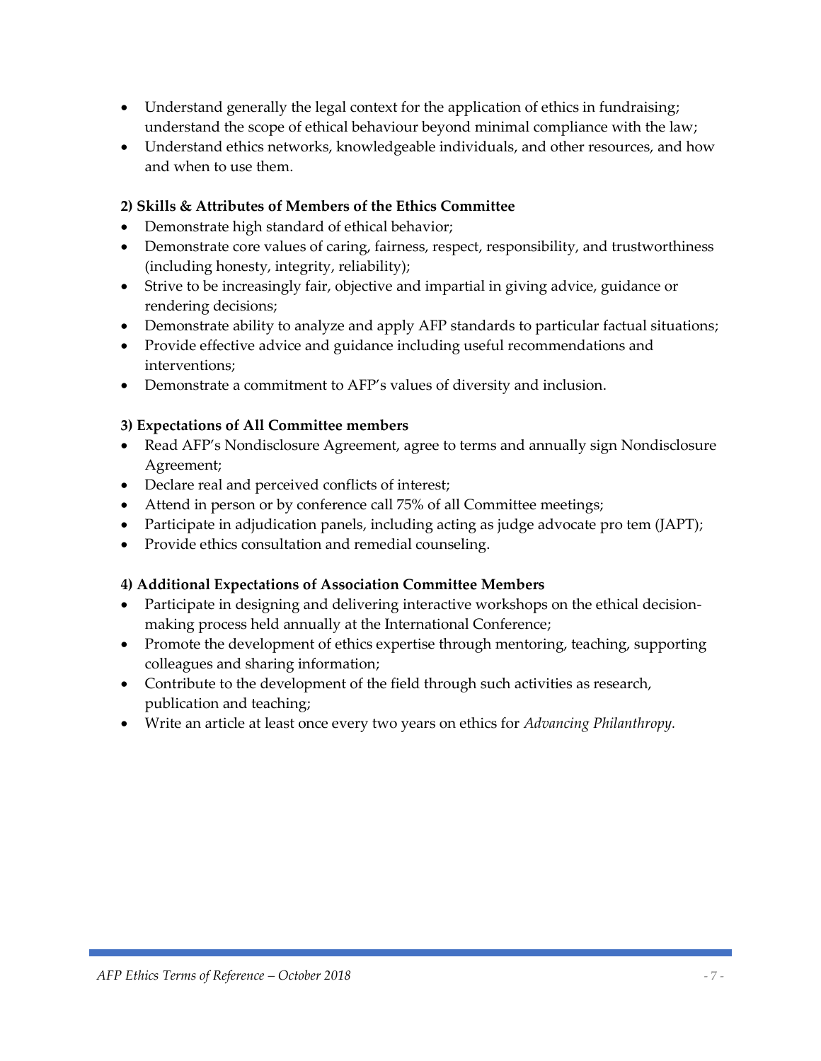- Understand generally the legal context for the application of ethics in fundraising; understand the scope of ethical behaviour beyond minimal compliance with the law;
- Understand ethics networks, knowledgeable individuals, and other resources, and how and when to use them.

**2) Skills & Attributes of Members of the Ethics Committee**

- Demonstrate high standard of ethical behavior;
- Demonstrate core values of caring, fairness, respect, responsibility, and trustworthiness (including honesty, integrity, reliability);
- Strive to be increasingly fair, objective and impartial in giving advice, guidance or rendering decisions;
- Demonstrate ability to analyze and apply AFP standards to particular factual situations;
- Provide effective advice and guidance including useful recommendations and interventions;
- Demonstrate a commitment to AFP's values of diversity and inclusion.

**3) Expectations of All Committee members**

- Read AFP's Nondisclosure Agreement, agree to terms and annually sign Nondisclosure Agreement;
- Declare real and perceived conflicts of interest;
- Attend in person or by conference call 75% of all Committee meetings;
- Participate in adjudication panels, including acting as judge advocate pro tem (JAPT);
- Provide ethics consultation and remedial counseling.

**4) Additional Expectations of Association Committee Members**

- Participate in designing and delivering interactive workshops on the ethical decision-making process held annually at the International Conference;
- Promote the development of ethics expertise through mentoring, teaching, supporting colleagues and sharing information;
- Contribute to the development of the field through such activities as research, publication and teaching;
- Write an article at least once every two years on ethics for *Advancing Philanthropy.*